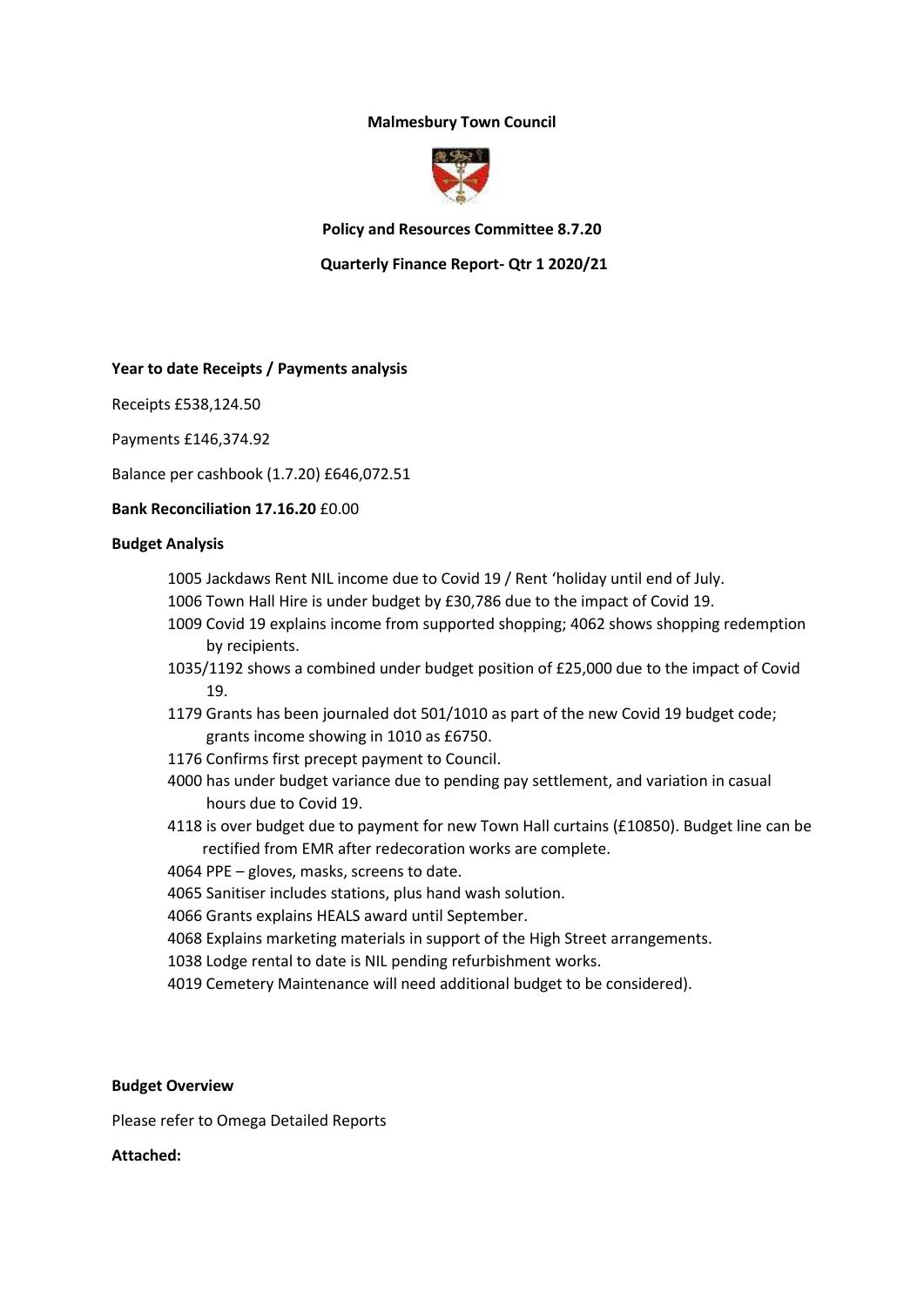**Malmesbury Town Council**

**Policy and Resources Committee 8.7.20**

**Quarterly Finance Report- Qtr 1 2020/21**

**Year to date Receipts / Payments analysis**

Receipts £538,124.50

Payments £146,374.92

Balance per cashbook (1.7.20) £646,072.51

**Bank Reconciliation 17.16.20** £0.00

**Budget Analysis**

- 1005 Jackdaws Rent NIL income due to Covid 19 / Rent 'holiday until end of July.
- 1006 Town Hall Hire is under budget by £30,786 due to the impact of Covid 19.
- 1009 Covid 19 explains income from supported shopping; 4062 shows shopping redemption by recipients.
- 1035/1192 shows a combined under budget position of £25,000 due to the impact of Covid 19.
- 1179 Grants has been journaled dot 501/1010 as part of the new Covid 19 budget code; grants income showing in 1010 as £6750.
- 1176 Confirms first precept payment to Council.
- 4000 has under budget variance due to pending pay settlement, and variation in casual hours due to Covid 19.
- 4118 is over budget due to payment for new Town Hall curtains (£10850). Budget line can be rectified from EMR after redecoration works are complete.
- 4064 PPE – gloves, masks, screens to date.
- 4065 Sanitiser includes stations, plus hand wash solution.
- 4066 Grants explains HEALS award until September.
- 4068 Explains marketing materials in support of the High Street arrangements.
- 1038 Lodge rental to date is NIL pending refurbishment works.
- 4019 Cemetery Maintenance will need additional budget to be considered).

**Budget Overview**

Please refer to Omega Detailed Reports

**Attached:**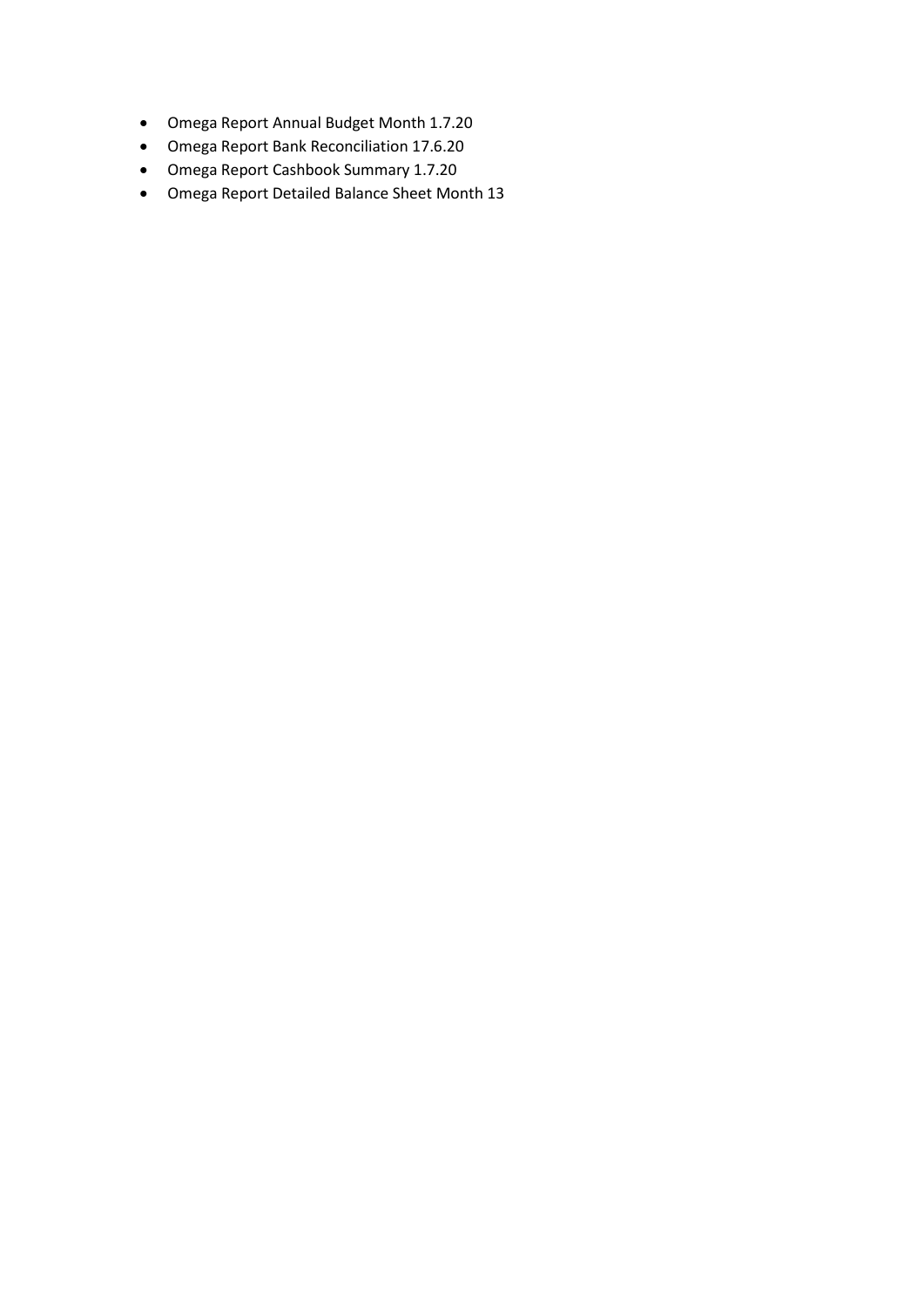- Omega Report Annual Budget Month 1.7.20
- Omega Report Bank Reconciliation 17.6.20
- Omega Report Cashbook Summary 1.7.20
- Omega Report Detailed Balance Sheet Month 13